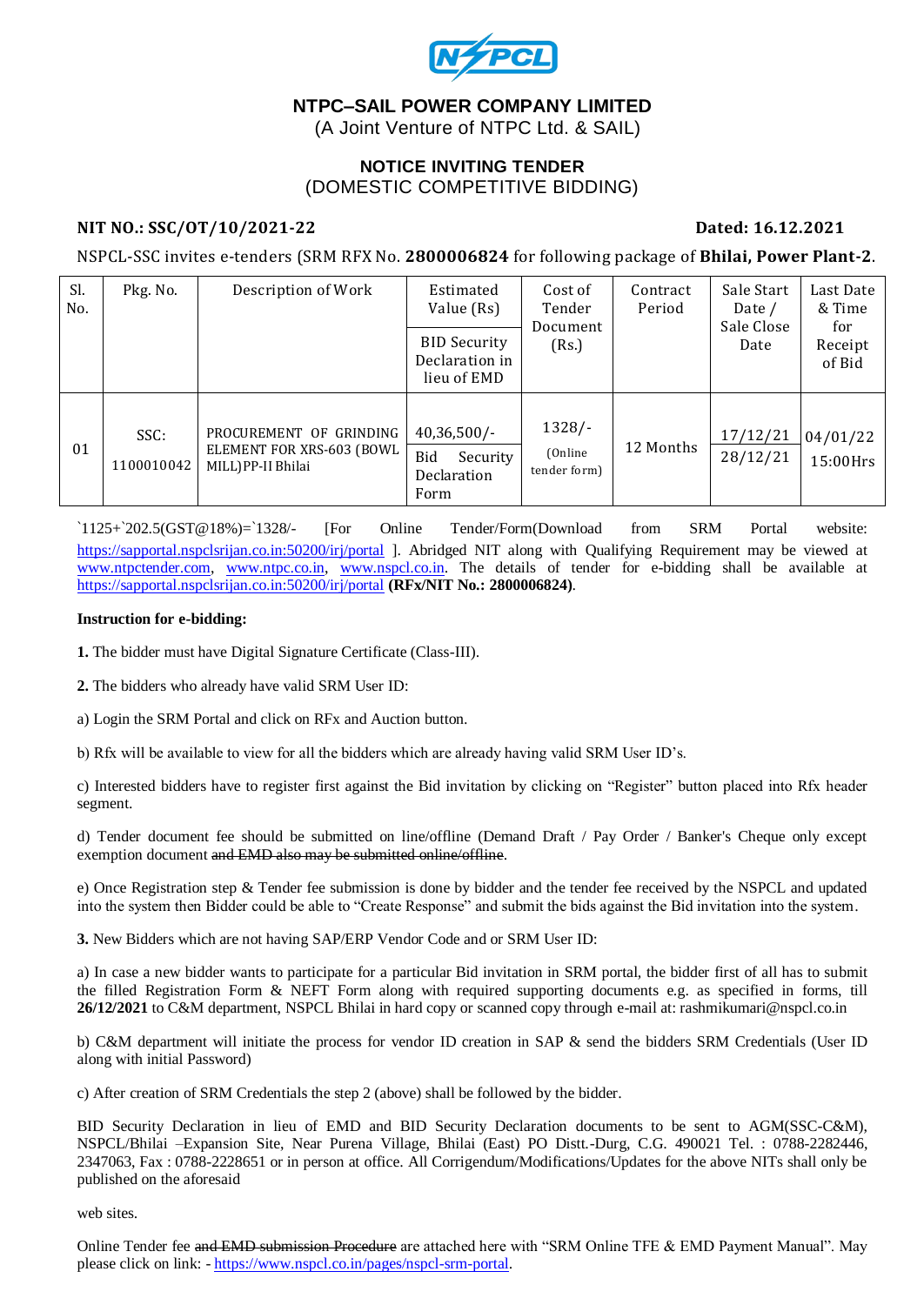# NTPC–SAIL POWER COMPANY LIMITED

(A Joint Venture of NTPC Ltd. & SAIL)

## NOTICE INVITING TENDER

(DOMESTIC COMPETITIVE BIDDING)

**NIT NO.: SSC/OT/10/2021-22** **Dated: 16.12.2021**

NSPCL-SSC invites e-tenders (SRM RFX No. **2800006824** for following package of **Bhilai, Power Plant-2**.

| Sl. No. | Pkg. No. | Description of Work | Estimated Value (Rs) / BID Security Declaration in lieu of EMD | Cost of Tender Document (Rs.) | Contract Period | Sale Start Date / Sale Close Date | Last Date & Time for Receipt of Bid |
|---|---|---|---|---|---|---|---|
| 01 | SSC: 1100010042 | PROCUREMENT OF GRINDING ELEMENT FOR XRS-603 (BOWL MILL)PP-II Bhilai | 40,36,500/- Bid Security Declaration Form | 1328/- (Online tender form) | 12 Months | 17/12/21 28/12/21 | 04/01/22 15:00Hrs |

`1125+`202.5(GST@18%)=`1328/- [For Online Tender/Form(Download from SRM Portal website: https://sapportal.nspclsrijan.co.in:50200/irj/portal ]. Abridged NIT along with Qualifying Requirement may be viewed at www.ntpctender.com, www.ntpc.co.in, www.nspcl.co.in. The details of tender for e-bidding shall be available at https://sapportal.nspclsrijan.co.in:50200/irj/portal **(RFx/NIT No.: 2800006824)**.

**Instruction for e-bidding:**

**1.** The bidder must have Digital Signature Certificate (Class-III).

**2.** The bidders who already have valid SRM User ID:

a) Login the SRM Portal and click on RFx and Auction button.

b) Rfx will be available to view for all the bidders which are already having valid SRM User ID's.

c) Interested bidders have to register first against the Bid invitation by clicking on "Register" button placed into Rfx header segment.

d) Tender document fee should be submitted on line/offline (Demand Draft / Pay Order / Banker's Cheque only except exemption document ~~and EMD also may be submitted online/offline~~.

e) Once Registration step & Tender fee submission is done by bidder and the tender fee received by the NSPCL and updated into the system then Bidder could be able to "Create Response" and submit the bids against the Bid invitation into the system.

**3.** New Bidders which are not having SAP/ERP Vendor Code and or SRM User ID:

a) In case a new bidder wants to participate for a particular Bid invitation in SRM portal, the bidder first of all has to submit the filled Registration Form & NEFT Form along with required supporting documents e.g. as specified in forms, till **26/12/2021** to C&M department, NSPCL Bhilai in hard copy or scanned copy through e-mail at: rashmikumari@nspcl.co.in

b) C&M department will initiate the process for vendor ID creation in SAP & send the bidders SRM Credentials (User ID along with initial Password)

c) After creation of SRM Credentials the step 2 (above) shall be followed by the bidder.

BID Security Declaration in lieu of EMD and BID Security Declaration documents to be sent to AGM(SSC-C&M), NSPCL/Bhilai –Expansion Site, Near Purena Village, Bhilai (East) PO Distt.-Durg, C.G. 490021 Tel. : 0788-2282446, 2347063, Fax : 0788-2228651 or in person at office. All Corrigendum/Modifications/Updates for the above NITs shall only be published on the aforesaid

web sites.

Online Tender fee ~~and EMD submission Procedure~~ are attached here with "SRM Online TFE & EMD Payment Manual". May please click on link: - https://www.nspcl.co.in/pages/nspcl-srm-portal.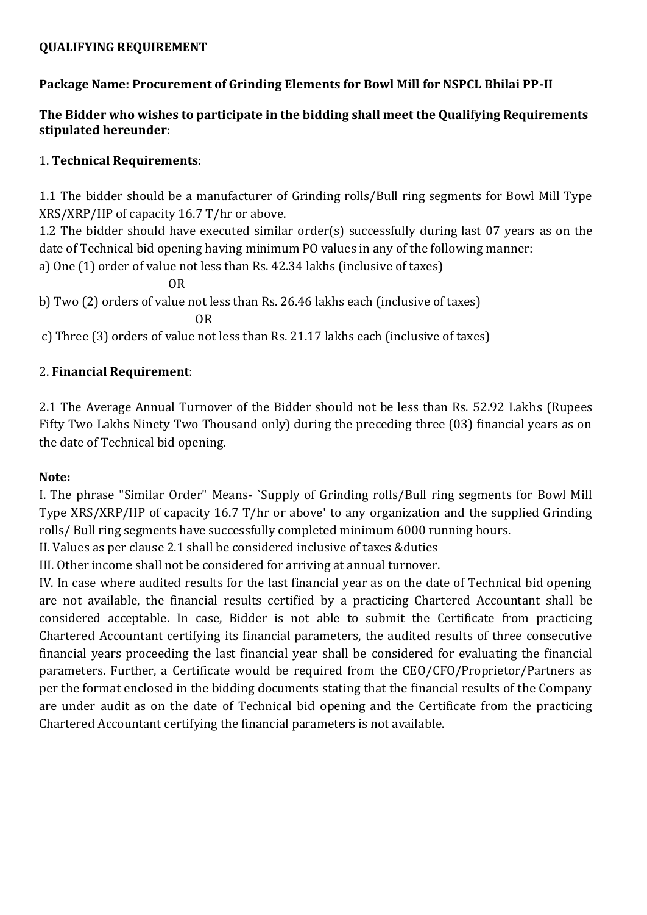**QUALIFYING REQUIREMENT**

**Package Name: Procurement of Grinding Elements for Bowl Mill for NSPCL Bhilai PP-II**

**The Bidder who wishes to participate in the bidding shall meet the Qualifying Requirements stipulated hereunder**:

1. **Technical Requirements**:

1.1 The bidder should be a manufacturer of Grinding rolls/Bull ring segments for Bowl Mill Type XRS/XRP/HP of capacity 16.7 T/hr or above.

1.2 The bidder should have executed similar order(s) successfully during last 07 years as on the date of Technical bid opening having minimum PO values in any of the following manner:

a) One (1) order of value not less than Rs. 42.34 lakhs (inclusive of taxes)

OR

b) Two (2) orders of value not less than Rs. 26.46 lakhs each (inclusive of taxes)

OR

c) Three (3) orders of value not less than Rs. 21.17 lakhs each (inclusive of taxes)

2. **Financial Requirement**:

2.1 The Average Annual Turnover of the Bidder should not be less than Rs. 52.92 Lakhs (Rupees Fifty Two Lakhs Ninety Two Thousand only) during the preceding three (03) financial years as on the date of Technical bid opening.

**Note:**

I. The phrase "Similar Order" Means- `Supply of Grinding rolls/Bull ring segments for Bowl Mill Type XRS/XRP/HP of capacity 16.7 T/hr or above' to any organization and the supplied Grinding rolls/ Bull ring segments have successfully completed minimum 6000 running hours.

II. Values as per clause 2.1 shall be considered inclusive of taxes &duties

III. Other income shall not be considered for arriving at annual turnover.

IV. In case where audited results for the last financial year as on the date of Technical bid opening are not available, the financial results certified by a practicing Chartered Accountant shall be considered acceptable. In case, Bidder is not able to submit the Certificate from practicing Chartered Accountant certifying its financial parameters, the audited results of three consecutive financial years proceeding the last financial year shall be considered for evaluating the financial parameters. Further, a Certificate would be required from the CEO/CFO/Proprietor/Partners as per the format enclosed in the bidding documents stating that the financial results of the Company are under audit as on the date of Technical bid opening and the Certificate from the practicing Chartered Accountant certifying the financial parameters is not available.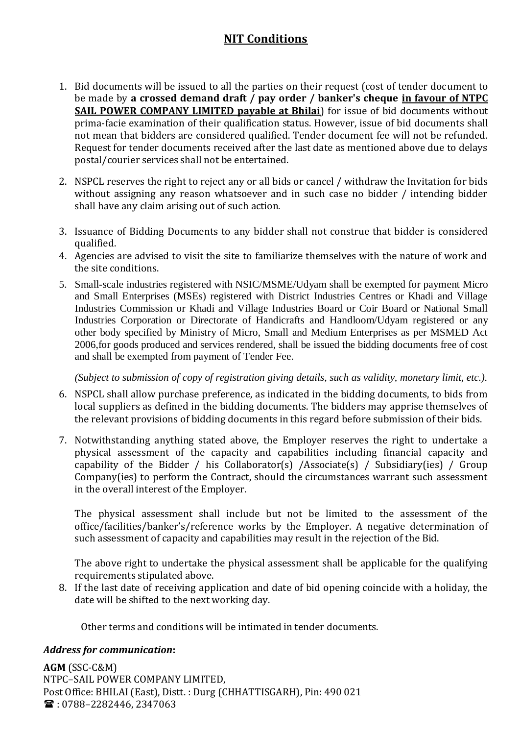## NIT Conditions

1. Bid documents will be issued to all the parties on their request (cost of tender document to be made by **a crossed demand draft / pay order / banker's cheque <u>in favour of NTPC SAIL POWER COMPANY LIMITED payable at Bhilai</u>**) for issue of bid documents without prima-facie examination of their qualification status. However, issue of bid documents shall not mean that bidders are considered qualified. Tender document fee will not be refunded. Request for tender documents received after the last date as mentioned above due to delays postal/courier services shall not be entertained.

2. NSPCL reserves the right to reject any or all bids or cancel / withdraw the Invitation for bids without assigning any reason whatsoever and in such case no bidder / intending bidder shall have any claim arising out of such action.

3. Issuance of Bidding Documents to any bidder shall not construe that bidder is considered qualified.

4. Agencies are advised to visit the site to familiarize themselves with the nature of work and the site conditions.

5. Small-scale industries registered with NSIC/MSME/Udyam shall be exempted for payment Micro and Small Enterprises (MSEs) registered with District Industries Centres or Khadi and Village Industries Commission or Khadi and Village Industries Board or Coir Board or National Small Industries Corporation or Directorate of Handicrafts and Handloom/Udyam registered or any other body specified by Ministry of Micro, Small and Medium Enterprises as per MSMED Act 2006,for goods produced and services rendered, shall be issued the bidding documents free of cost and shall be exempted from payment of Tender Fee.

   *(Subject to submission of copy of registration giving details, such as validity, monetary limit, etc.).*

6. NSPCL shall allow purchase preference, as indicated in the bidding documents, to bids from local suppliers as defined in the bidding documents. The bidders may apprise themselves of the relevant provisions of bidding documents in this regard before submission of their bids.

7. Notwithstanding anything stated above, the Employer reserves the right to undertake a physical assessment of the capacity and capabilities including financial capacity and capability of the Bidder / his Collaborator(s) /Associate(s) / Subsidiary(ies) / Group Company(ies) to perform the Contract, should the circumstances warrant such assessment in the overall interest of the Employer.

   The physical assessment shall include but not be limited to the assessment of the office/facilities/banker's/reference works by the Employer. A negative determination of such assessment of capacity and capabilities may result in the rejection of the Bid.

   The above right to undertake the physical assessment shall be applicable for the qualifying requirements stipulated above.

8. If the last date of receiving application and date of bid opening coincide with a holiday, the date will be shifted to the next working day.

Other terms and conditions will be intimated in tender documents.

***Address for communication*:**

**AGM** (SSC-C&M)
NTPC–SAIL POWER COMPANY LIMITED,
Post Office: BHILAI (East), Distt. : Durg (CHHATTISGARH), Pin: 490 021
☎ : 0788–2282446, 2347063